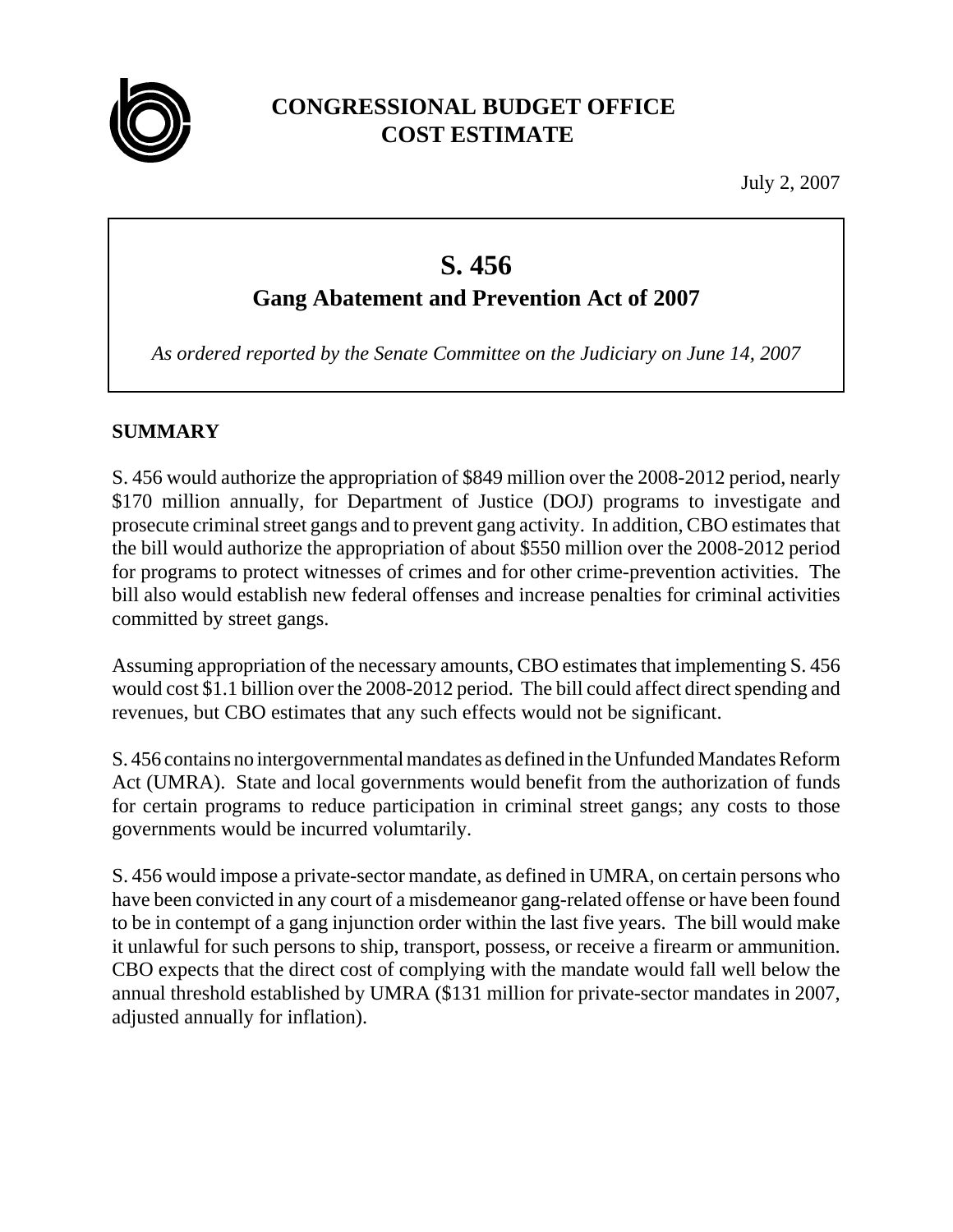# CONGRESSIONAL BUDGET OFFICE
# COST ESTIMATE

July 2, 2007

## S. 456
### Gang Abatement and Prevention Act of 2007

*As ordered reported by the Senate Committee on the Judiciary on June 14, 2007*

**SUMMARY**

S. 456 would authorize the appropriation of $849 million over the 2008-2012 period, nearly $170 million annually, for Department of Justice (DOJ) programs to investigate and prosecute criminal street gangs and to prevent gang activity. In addition, CBO estimates that the bill would authorize the appropriation of about $550 million over the 2008-2012 period for programs to protect witnesses of crimes and for other crime-prevention activities. The bill also would establish new federal offenses and increase penalties for criminal activities committed by street gangs.

Assuming appropriation of the necessary amounts, CBO estimates that implementing S. 456 would cost $1.1 billion over the 2008-2012 period. The bill could affect direct spending and revenues, but CBO estimates that any such effects would not be significant.

S. 456 contains no intergovernmental mandates as defined in the Unfunded Mandates Reform Act (UMRA). State and local governments would benefit from the authorization of funds for certain programs to reduce participation in criminal street gangs; any costs to those governments would be incurred volumtarily.

S. 456 would impose a private-sector mandate, as defined in UMRA, on certain persons who have been convicted in any court of a misdemeanor gang-related offense or have been found to be in contempt of a gang injunction order within the last five years. The bill would make it unlawful for such persons to ship, transport, possess, or receive a firearm or ammunition. CBO expects that the direct cost of complying with the mandate would fall well below the annual threshold established by UMRA ($131 million for private-sector mandates in 2007, adjusted annually for inflation).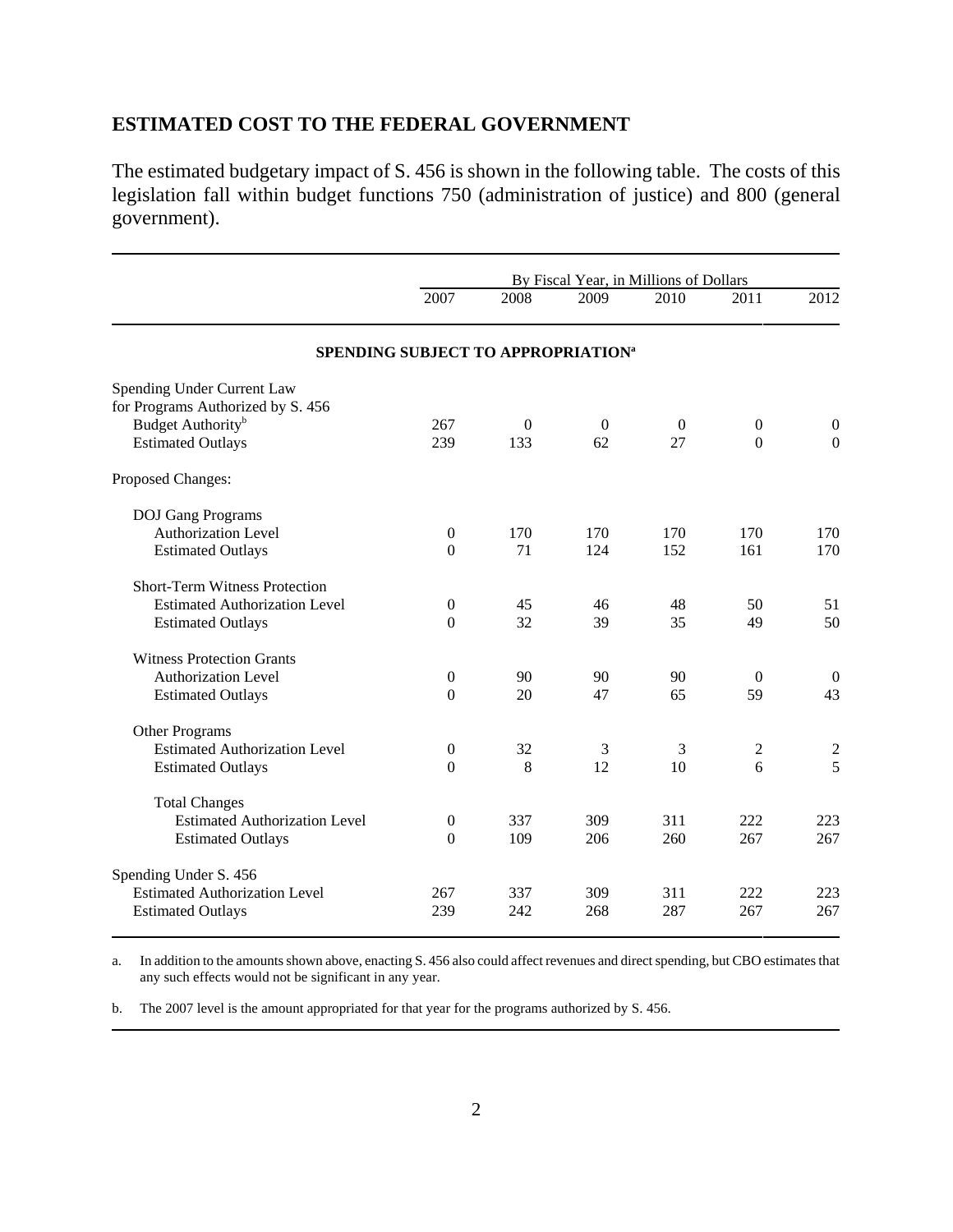## ESTIMATED COST TO THE FEDERAL GOVERNMENT

The estimated budgetary impact of S. 456 is shown in the following table. The costs of this legislation fall within budget functions 750 (administration of justice) and 800 (general government).

| | By Fiscal Year, in Millions of Dollars | | | | | |
|---|---|---|---|---|---|---|
| | 2007 | 2008 | 2009 | 2010 | 2011 | 2012 |
| **SPENDING SUBJECT TO APPROPRIATION[a]** | | | | | | |
| Spending Under Current Law for Programs Authorized by S. 456 | | | | | | |
| Budget Authority[b] | 267 | 0 | 0 | 0 | 0 | 0 |
| Estimated Outlays | 239 | 133 | 62 | 27 | 0 | 0 |
| Proposed Changes: | | | | | | |
| DOJ Gang Programs | | | | | | |
| Authorization Level | 0 | 170 | 170 | 170 | 170 | 170 |
| Estimated Outlays | 0 | 71 | 124 | 152 | 161 | 170 |
| Short-Term Witness Protection | | | | | | |
| Estimated Authorization Level | 0 | 45 | 46 | 48 | 50 | 51 |
| Estimated Outlays | 0 | 32 | 39 | 35 | 49 | 50 |
| Witness Protection Grants | | | | | | |
| Authorization Level | 0 | 90 | 90 | 90 | 0 | 0 |
| Estimated Outlays | 0 | 20 | 47 | 65 | 59 | 43 |
| Other Programs | | | | | | |
| Estimated Authorization Level | 0 | 32 | 3 | 3 | 2 | 2 |
| Estimated Outlays | 0 | 8 | 12 | 10 | 6 | 5 |
| Total Changes | | | | | | |
| Estimated Authorization Level | 0 | 337 | 309 | 311 | 222 | 223 |
| Estimated Outlays | 0 | 109 | 206 | 260 | 267 | 267 |
| Spending Under S. 456 | | | | | | |
| Estimated Authorization Level | 267 | 337 | 309 | 311 | 222 | 223 |
| Estimated Outlays | 239 | 242 | 268 | 287 | 267 | 267 |

a. In addition to the amounts shown above, enacting S. 456 also could affect revenues and direct spending, but CBO estimates that any such effects would not be significant in any year.

b. The 2007 level is the amount appropriated for that year for the programs authorized by S. 456.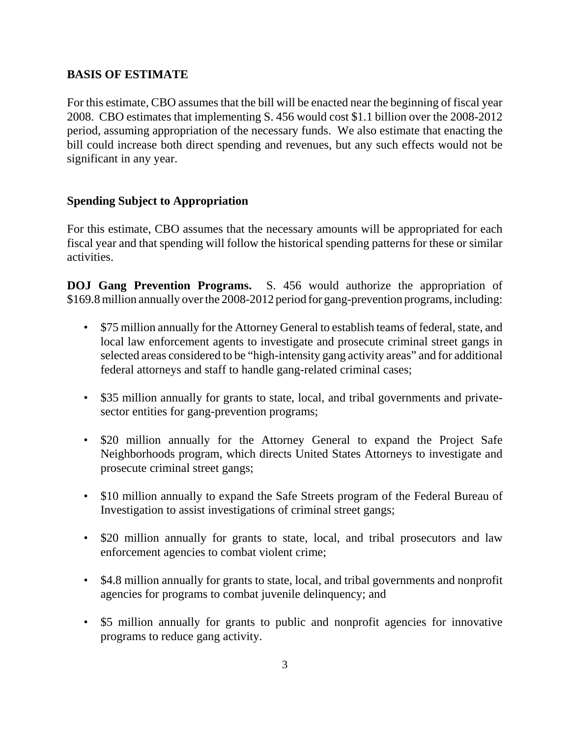## BASIS OF ESTIMATE

For this estimate, CBO assumes that the bill will be enacted near the beginning of fiscal year 2008. CBO estimates that implementing S. 456 would cost $1.1 billion over the 2008-2012 period, assuming appropriation of the necessary funds. We also estimate that enacting the bill could increase both direct spending and revenues, but any such effects would not be significant in any year.

### Spending Subject to Appropriation

For this estimate, CBO assumes that the necessary amounts will be appropriated for each fiscal year and that spending will follow the historical spending patterns for these or similar activities.

**DOJ Gang Prevention Programs.** S. 456 would authorize the appropriation of $169.8 million annually over the 2008-2012 period for gang-prevention programs, including:

- $75 million annually for the Attorney General to establish teams of federal, state, and local law enforcement agents to investigate and prosecute criminal street gangs in selected areas considered to be "high-intensity gang activity areas" and for additional federal attorneys and staff to handle gang-related criminal cases;
- $35 million annually for grants to state, local, and tribal governments and private-sector entities for gang-prevention programs;
- $20 million annually for the Attorney General to expand the Project Safe Neighborhoods program, which directs United States Attorneys to investigate and prosecute criminal street gangs;
- $10 million annually to expand the Safe Streets program of the Federal Bureau of Investigation to assist investigations of criminal street gangs;
- $20 million annually for grants to state, local, and tribal prosecutors and law enforcement agencies to combat violent crime;
- $4.8 million annually for grants to state, local, and tribal governments and nonprofit agencies for programs to combat juvenile delinquency; and
- $5 million annually for grants to public and nonprofit agencies for innovative programs to reduce gang activity.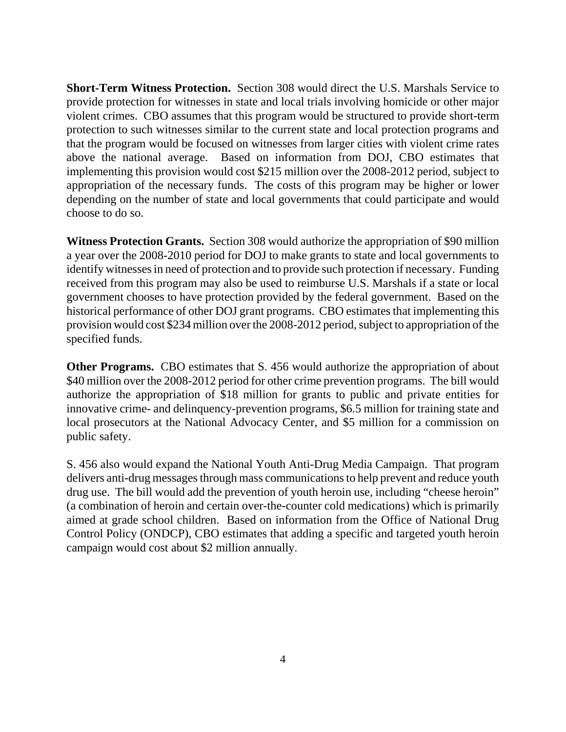**Short-Term Witness Protection.** Section 308 would direct the U.S. Marshals Service to provide protection for witnesses in state and local trials involving homicide or other major violent crimes. CBO assumes that this program would be structured to provide short-term protection to such witnesses similar to the current state and local protection programs and that the program would be focused on witnesses from larger cities with violent crime rates above the national average. Based on information from DOJ, CBO estimates that implementing this provision would cost $215 million over the 2008-2012 period, subject to appropriation of the necessary funds. The costs of this program may be higher or lower depending on the number of state and local governments that could participate and would choose to do so.

**Witness Protection Grants.** Section 308 would authorize the appropriation of $90 million a year over the 2008-2010 period for DOJ to make grants to state and local governments to identify witnesses in need of protection and to provide such protection if necessary. Funding received from this program may also be used to reimburse U.S. Marshals if a state or local government chooses to have protection provided by the federal government. Based on the historical performance of other DOJ grant programs. CBO estimates that implementing this provision would cost $234 million over the 2008-2012 period, subject to appropriation of the specified funds.

**Other Programs.** CBO estimates that S. 456 would authorize the appropriation of about $40 million over the 2008-2012 period for other crime prevention programs. The bill would authorize the appropriation of $18 million for grants to public and private entities for innovative crime- and delinquency-prevention programs, $6.5 million for training state and local prosecutors at the National Advocacy Center, and $5 million for a commission on public safety.

S. 456 also would expand the National Youth Anti-Drug Media Campaign. That program delivers anti-drug messages through mass communications to help prevent and reduce youth drug use. The bill would add the prevention of youth heroin use, including "cheese heroin" (a combination of heroin and certain over-the-counter cold medications) which is primarily aimed at grade school children. Based on information from the Office of National Drug Control Policy (ONDCP), CBO estimates that adding a specific and targeted youth heroin campaign would cost about $2 million annually.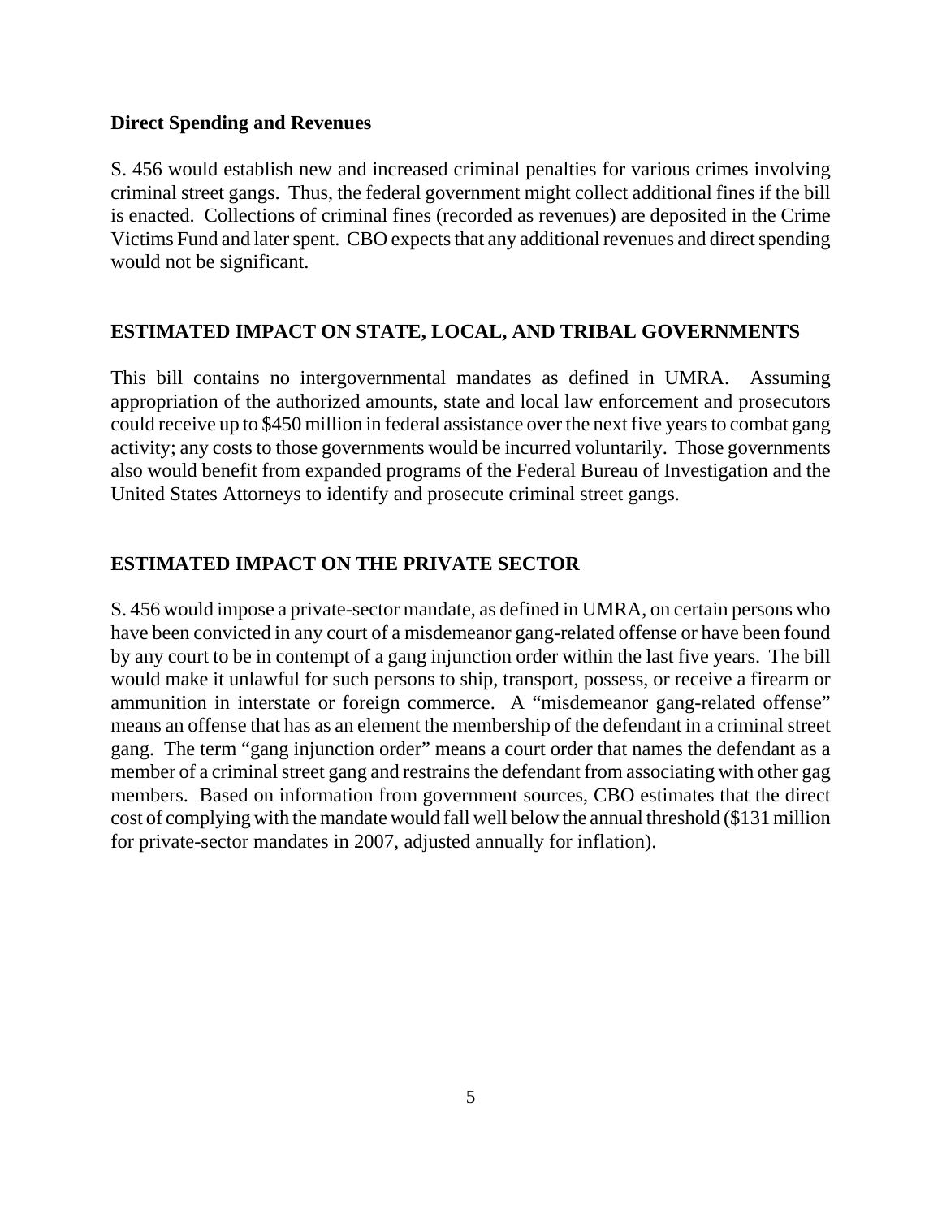### Direct Spending and Revenues

S. 456 would establish new and increased criminal penalties for various crimes involving criminal street gangs. Thus, the federal government might collect additional fines if the bill is enacted. Collections of criminal fines (recorded as revenues) are deposited in the Crime Victims Fund and later spent. CBO expects that any additional revenues and direct spending would not be significant.

## ESTIMATED IMPACT ON STATE, LOCAL, AND TRIBAL GOVERNMENTS

This bill contains no intergovernmental mandates as defined in UMRA. Assuming appropriation of the authorized amounts, state and local law enforcement and prosecutors could receive up to $450 million in federal assistance over the next five years to combat gang activity; any costs to those governments would be incurred voluntarily. Those governments also would benefit from expanded programs of the Federal Bureau of Investigation and the United States Attorneys to identify and prosecute criminal street gangs.

## ESTIMATED IMPACT ON THE PRIVATE SECTOR

S. 456 would impose a private-sector mandate, as defined in UMRA, on certain persons who have been convicted in any court of a misdemeanor gang-related offense or have been found by any court to be in contempt of a gang injunction order within the last five years. The bill would make it unlawful for such persons to ship, transport, possess, or receive a firearm or ammunition in interstate or foreign commerce. A "misdemeanor gang-related offense" means an offense that has as an element the membership of the defendant in a criminal street gang. The term "gang injunction order" means a court order that names the defendant as a member of a criminal street gang and restrains the defendant from associating with other gag members. Based on information from government sources, CBO estimates that the direct cost of complying with the mandate would fall well below the annual threshold ($131 million for private-sector mandates in 2007, adjusted annually for inflation).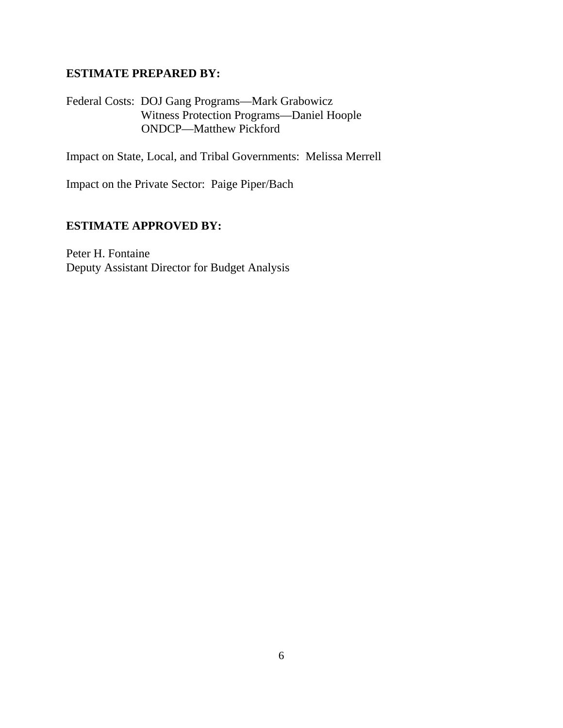**ESTIMATE PREPARED BY:**

Federal Costs: DOJ Gang Programs—Mark Grabowicz
Witness Protection Programs—Daniel Hoople
ONDCP—Matthew Pickford

Impact on State, Local, and Tribal Governments: Melissa Merrell

Impact on the Private Sector: Paige Piper/Bach

**ESTIMATE APPROVED BY:**

Peter H. Fontaine
Deputy Assistant Director for Budget Analysis